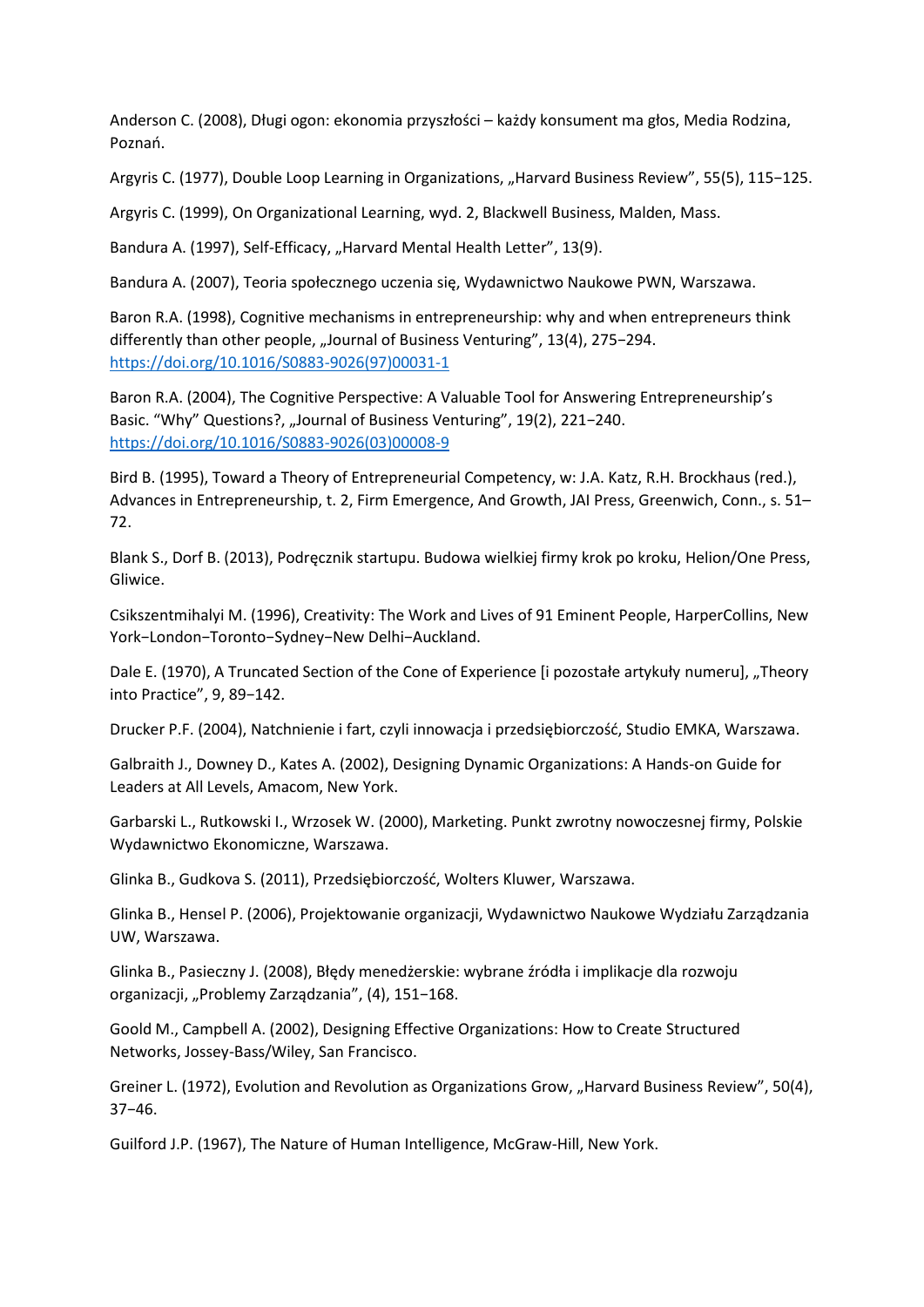Anderson C. (2008), Długi ogon: ekonomia przyszłości – każdy konsument ma głos, Media Rodzina, Poznań.

Argyris C. (1977), Double Loop Learning in Organizations, „Harvard Business Review", 55(5), 115−125.

Argyris C. (1999), On Organizational Learning, wyd. 2, Blackwell Business, Malden, Mass.

Bandura A. (1997), Self-Efficacy, „Harvard Mental Health Letter", 13(9).

Bandura A. (2007), Teoria społecznego uczenia się, Wydawnictwo Naukowe PWN, Warszawa.

Baron R.A. (1998), Cognitive mechanisms in entrepreneurship: why and when entrepreneurs think differently than other people, „Journal of Business Venturing", 13(4), 275−294. https://doi.org/10.1016/S0883-9026(97)00031-1

Baron R.A. (2004), The Cognitive Perspective: A Valuable Tool for Answering Entrepreneurship's Basic. "Why" Questions?, „Journal of Business Venturing", 19(2), 221−240. https://doi.org/10.1016/S0883-9026(03)00008-9

Bird B. (1995), Toward a Theory of Entrepreneurial Competency, w: J.A. Katz, R.H. Brockhaus (red.), Advances in Entrepreneurship, t. 2, Firm Emergence, And Growth, JAI Press, Greenwich, Conn., s. 51–72.

Blank S., Dorf B. (2013), Podręcznik startupu. Budowa wielkiej firmy krok po kroku, Helion/One Press, Gliwice.

Csikszentmihalyi M. (1996), Creativity: The Work and Lives of 91 Eminent People, HarperCollins, New York−London−Toronto−Sydney−New Delhi−Auckland.

Dale E. (1970), A Truncated Section of the Cone of Experience [i pozostałe artykuły numeru], „Theory into Practice", 9, 89−142.

Drucker P.F. (2004), Natchnienie i fart, czyli innowacja i przedsiębiorczość, Studio EMKA, Warszawa.

Galbraith J., Downey D., Kates A. (2002), Designing Dynamic Organizations: A Hands-on Guide for Leaders at All Levels, Amacom, New York.

Garbarski L., Rutkowski I., Wrzosek W. (2000), Marketing. Punkt zwrotny nowoczesnej firmy, Polskie Wydawnictwo Ekonomiczne, Warszawa.

Glinka B., Gudkova S. (2011), Przedsiębiorczość, Wolters Kluwer, Warszawa.

Glinka B., Hensel P. (2006), Projektowanie organizacji, Wydawnictwo Naukowe Wydziału Zarządzania UW, Warszawa.

Glinka B., Pasieczny J. (2008), Błędy menedżerskie: wybrane źródła i implikacje dla rozwoju organizacji, „Problemy Zarządzania", (4), 151−168.

Goold M., Campbell A. (2002), Designing Effective Organizations: How to Create Structured Networks, Jossey-Bass/Wiley, San Francisco.

Greiner L. (1972), Evolution and Revolution as Organizations Grow, „Harvard Business Review", 50(4), 37−46.

Guilford J.P. (1967), The Nature of Human Intelligence, McGraw-Hill, New York.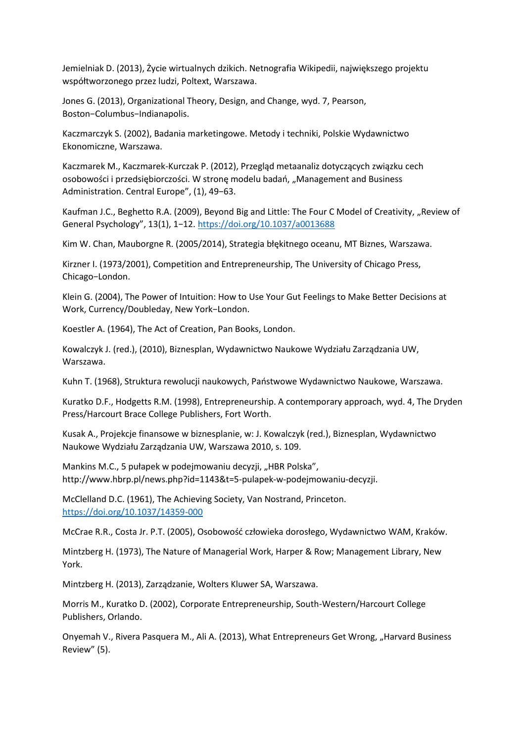Jemielniak D. (2013), Życie wirtualnych dzikich. Netnografia Wikipedii, największego projektu współtworzonego przez ludzi, Poltext, Warszawa.

Jones G. (2013), Organizational Theory, Design, and Change, wyd. 7, Pearson, Boston−Columbus−Indianapolis.

Kaczmarczyk S. (2002), Badania marketingowe. Metody i techniki, Polskie Wydawnictwo Ekonomiczne, Warszawa.

Kaczmarek M., Kaczmarek-Kurczak P. (2012), Przegląd metaanaliz dotyczących związku cech osobowości i przedsiębiorczości. W stronę modelu badań, „Management and Business Administration. Central Europe", (1), 49−63.

Kaufman J.C., Beghetto R.A. (2009), Beyond Big and Little: The Four C Model of Creativity, „Review of General Psychology", 13(1), 1−12. https://doi.org/10.1037/a0013688

Kim W. Chan, Mauborgne R. (2005/2014), Strategia błękitnego oceanu, MT Biznes, Warszawa.

Kirzner I. (1973/2001), Competition and Entrepreneurship, The University of Chicago Press, Chicago−London.

Klein G. (2004), The Power of Intuition: How to Use Your Gut Feelings to Make Better Decisions at Work, Currency/Doubleday, New York−London.

Koestler A. (1964), The Act of Creation, Pan Books, London.

Kowalczyk J. (red.), (2010), Biznesplan, Wydawnictwo Naukowe Wydziału Zarządzania UW, Warszawa.

Kuhn T. (1968), Struktura rewolucji naukowych, Państwowe Wydawnictwo Naukowe, Warszawa.

Kuratko D.F., Hodgetts R.M. (1998), Entrepreneurship. A contemporary approach, wyd. 4, The Dryden Press/Harcourt Brace College Publishers, Fort Worth.

Kusak A., Projekcje finansowe w biznesplanie, w: J. Kowalczyk (red.), Biznesplan, Wydawnictwo Naukowe Wydziału Zarządzania UW, Warszawa 2010, s. 109.

Mankins M.C., 5 pułapek w podejmowaniu decyzji, „HBR Polska", http://www.hbrp.pl/news.php?id=1143&t=5-pulapek-w-podejmowaniu-decyzji.

McClelland D.C. (1961), The Achieving Society, Van Nostrand, Princeton. https://doi.org/10.1037/14359-000

McCrae R.R., Costa Jr. P.T. (2005), Osobowość człowieka dorosłego, Wydawnictwo WAM, Kraków.

Mintzberg H. (1973), The Nature of Managerial Work, Harper & Row; Management Library, New York.

Mintzberg H. (2013), Zarządzanie, Wolters Kluwer SA, Warszawa.

Morris M., Kuratko D. (2002), Corporate Entrepreneurship, South-Western/Harcourt College Publishers, Orlando.

Onyemah V., Rivera Pasquera M., Ali A. (2013), What Entrepreneurs Get Wrong, „Harvard Business Review" (5).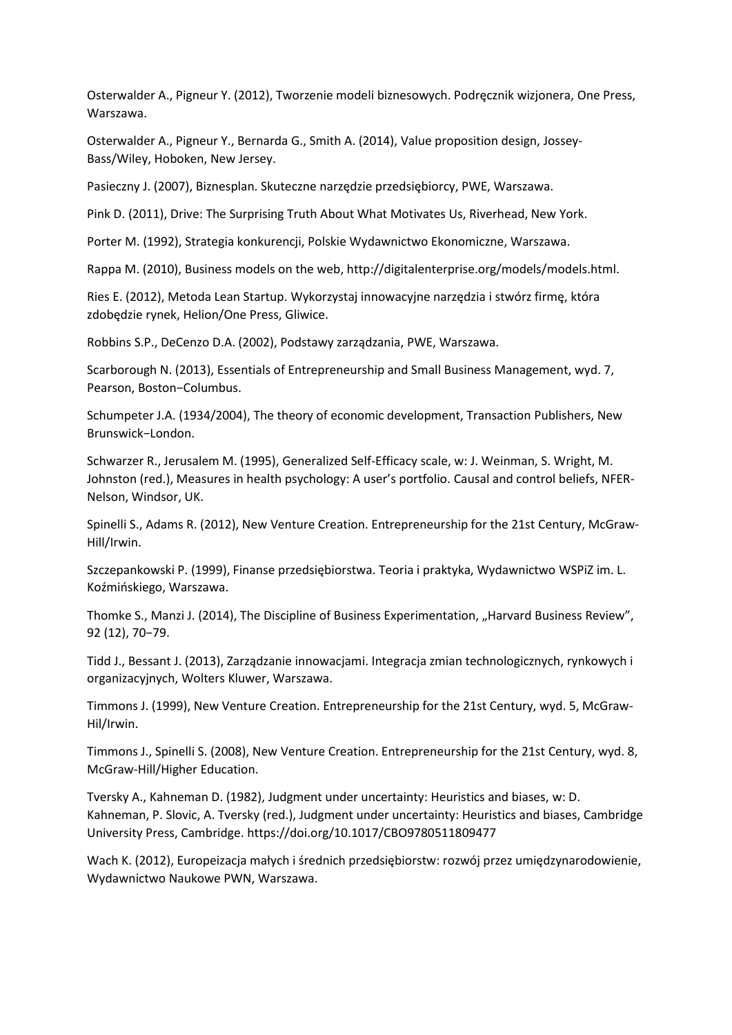Osterwalder A., Pigneur Y. (2012), Tworzenie modeli biznesowych. Podręcznik wizjonera, One Press, Warszawa.

Osterwalder A., Pigneur Y., Bernarda G., Smith A. (2014), Value proposition design, Jossey-Bass/Wiley, Hoboken, New Jersey.

Pasieczny J. (2007), Biznesplan. Skuteczne narzędzie przedsiębiorcy, PWE, Warszawa.

Pink D. (2011), Drive: The Surprising Truth About What Motivates Us, Riverhead, New York.

Porter M. (1992), Strategia konkurencji, Polskie Wydawnictwo Ekonomiczne, Warszawa.

Rappa M. (2010), Business models on the web, http://digitalenterprise.org/models/models.html.

Ries E. (2012), Metoda Lean Startup. Wykorzystaj innowacyjne narzędzia i stwórz firmę, która zdobędzie rynek, Helion/One Press, Gliwice.

Robbins S.P., DeCenzo D.A. (2002), Podstawy zarządzania, PWE, Warszawa.

Scarborough N. (2013), Essentials of Entrepreneurship and Small Business Management, wyd. 7, Pearson, Boston−Columbus.

Schumpeter J.A. (1934/2004), The theory of economic development, Transaction Publishers, New Brunswick−London.

Schwarzer R., Jerusalem M. (1995), Generalized Self-Efficacy scale, w: J. Weinman, S. Wright, M. Johnston (red.), Measures in health psychology: A user's portfolio. Causal and control beliefs, NFER-Nelson, Windsor, UK.

Spinelli S., Adams R. (2012), New Venture Creation. Entrepreneurship for the 21st Century, McGraw-Hill/Irwin.

Szczepankowski P. (1999), Finanse przedsiębiorstwa. Teoria i praktyka, Wydawnictwo WSPiZ im. L. Koźmińskiego, Warszawa.

Thomke S., Manzi J. (2014), The Discipline of Business Experimentation, „Harvard Business Review", 92 (12), 70−79.

Tidd J., Bessant J. (2013), Zarządzanie innowacjami. Integracja zmian technologicznych, rynkowych i organizacyjnych, Wolters Kluwer, Warszawa.

Timmons J. (1999), New Venture Creation. Entrepreneurship for the 21st Century, wyd. 5, McGraw-Hil/Irwin.

Timmons J., Spinelli S. (2008), New Venture Creation. Entrepreneurship for the 21st Century, wyd. 8, McGraw-Hill/Higher Education.

Tversky A., Kahneman D. (1982), Judgment under uncertainty: Heuristics and biases, w: D. Kahneman, P. Slovic, A. Tversky (red.), Judgment under uncertainty: Heuristics and biases, Cambridge University Press, Cambridge. https://doi.org/10.1017/CBO9780511809477

Wach K. (2012), Europeizacja małych i średnich przedsiębiorstw: rozwój przez umiędzynarodowienie, Wydawnictwo Naukowe PWN, Warszawa.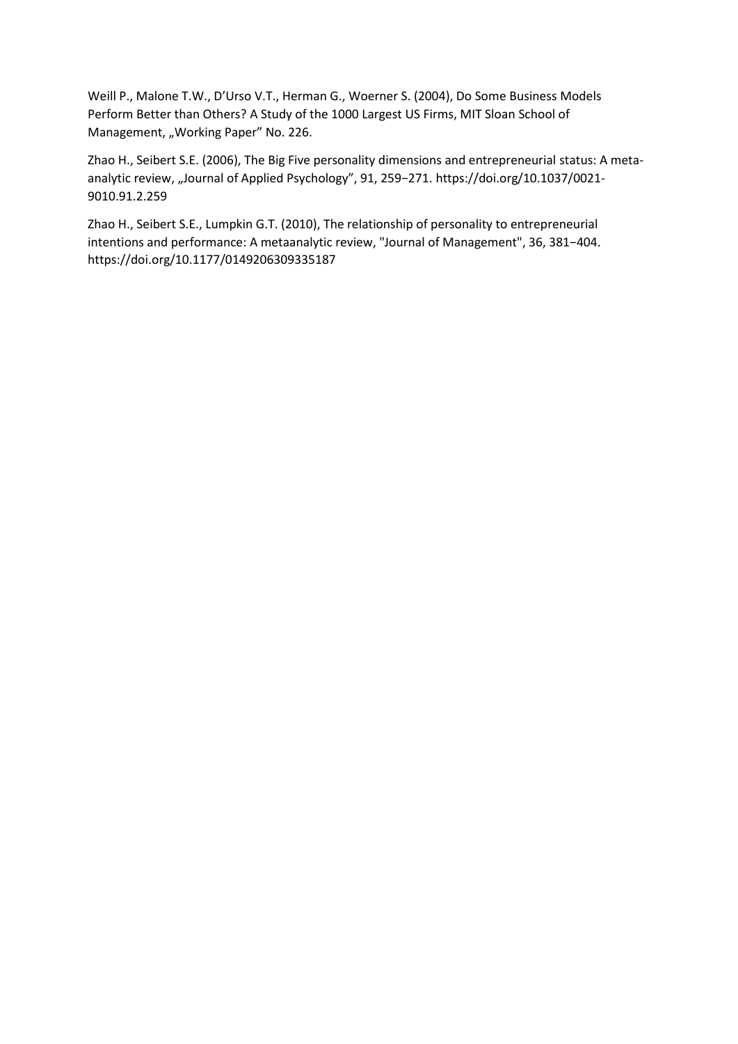Weill P., Malone T.W., D'Urso V.T., Herman G., Woerner S. (2004), Do Some Business Models Perform Better than Others? A Study of the 1000 Largest US Firms, MIT Sloan School of Management, „Working Paper" No. 226.

Zhao H., Seibert S.E. (2006), The Big Five personality dimensions and entrepreneurial status: A meta-analytic review, „Journal of Applied Psychology", 91, 259−271. https://doi.org/10.1037/0021-9010.91.2.259

Zhao H., Seibert S.E., Lumpkin G.T. (2010), The relationship of personality to entrepreneurial intentions and performance: A metaanalytic review, "Journal of Management", 36, 381−404. https://doi.org/10.1177/0149206309335187